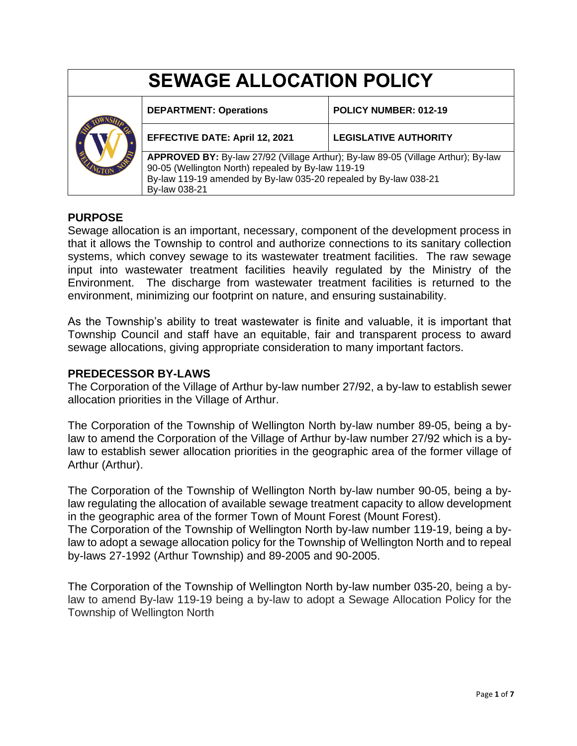# SEWAGE ALLOCATION POLICY

| | | |
|---|---|---|
| | **DEPARTMENT: Operations** | **POLICY NUMBER: 012-19** |
| | **EFFECTIVE DATE: April 12, 2021** | **LEGISLATIVE AUTHORITY** |
| | **APPROVED BY:** By-law 27/92 (Village Arthur); By-law 89-05 (Village Arthur); By-law 90-05 (Wellington North) repealed by By-law 119-19<br>By-law 119-19 amended by By-law 035-20 repealed by By-law 038-21<br>By-law 038-21 | |

## PURPOSE

Sewage allocation is an important, necessary, component of the development process in that it allows the Township to control and authorize connections to its sanitary collection systems, which convey sewage to its wastewater treatment facilities. The raw sewage input into wastewater treatment facilities heavily regulated by the Ministry of the Environment. The discharge from wastewater treatment facilities is returned to the environment, minimizing our footprint on nature, and ensuring sustainability.

As the Township's ability to treat wastewater is finite and valuable, it is important that Township Council and staff have an equitable, fair and transparent process to award sewage allocations, giving appropriate consideration to many important factors.

## PREDECESSOR BY-LAWS

The Corporation of the Village of Arthur by-law number 27/92, a by-law to establish sewer allocation priorities in the Village of Arthur.

The Corporation of the Township of Wellington North by-law number 89-05, being a by-law to amend the Corporation of the Village of Arthur by-law number 27/92 which is a by-law to establish sewer allocation priorities in the geographic area of the former village of Arthur (Arthur).

The Corporation of the Township of Wellington North by-law number 90-05, being a by-law regulating the allocation of available sewage treatment capacity to allow development in the geographic area of the former Town of Mount Forest (Mount Forest).

The Corporation of the Township of Wellington North by-law number 119-19, being a by-law to adopt a sewage allocation policy for the Township of Wellington North and to repeal by-laws 27-1992 (Arthur Township) and 89-2005 and 90-2005.

The Corporation of the Township of Wellington North by-law number 035-20, being a by-law to amend By-law 119-19 being a by-law to adopt a Sewage Allocation Policy for the Township of Wellington North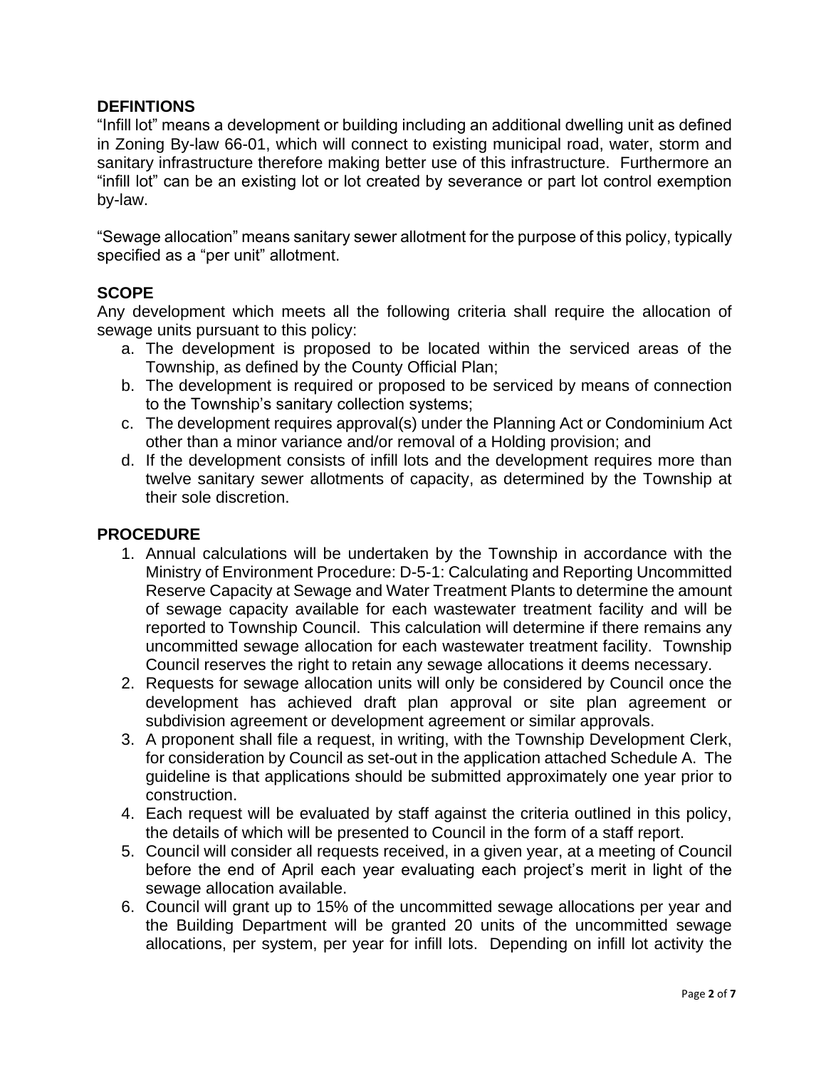## DEFINTIONS

"Infill lot" means a development or building including an additional dwelling unit as defined in Zoning By-law 66-01, which will connect to existing municipal road, water, storm and sanitary infrastructure therefore making better use of this infrastructure. Furthermore an "infill lot" can be an existing lot or lot created by severance or part lot control exemption by-law.

"Sewage allocation" means sanitary sewer allotment for the purpose of this policy, typically specified as a "per unit" allotment.

## SCOPE

Any development which meets all the following criteria shall require the allocation of sewage units pursuant to this policy:

a. The development is proposed to be located within the serviced areas of the Township, as defined by the County Official Plan;
b. The development is required or proposed to be serviced by means of connection to the Township's sanitary collection systems;
c. The development requires approval(s) under the Planning Act or Condominium Act other than a minor variance and/or removal of a Holding provision; and
d. If the development consists of infill lots and the development requires more than twelve sanitary sewer allotments of capacity, as determined by the Township at their sole discretion.

## PROCEDURE

1. Annual calculations will be undertaken by the Township in accordance with the Ministry of Environment Procedure: D-5-1: Calculating and Reporting Uncommitted Reserve Capacity at Sewage and Water Treatment Plants to determine the amount of sewage capacity available for each wastewater treatment facility and will be reported to Township Council. This calculation will determine if there remains any uncommitted sewage allocation for each wastewater treatment facility. Township Council reserves the right to retain any sewage allocations it deems necessary.
2. Requests for sewage allocation units will only be considered by Council once the development has achieved draft plan approval or site plan agreement or subdivision agreement or development agreement or similar approvals.
3. A proponent shall file a request, in writing, with the Township Development Clerk, for consideration by Council as set-out in the application attached Schedule A. The guideline is that applications should be submitted approximately one year prior to construction.
4. Each request will be evaluated by staff against the criteria outlined in this policy, the details of which will be presented to Council in the form of a staff report.
5. Council will consider all requests received, in a given year, at a meeting of Council before the end of April each year evaluating each project's merit in light of the sewage allocation available.
6. Council will grant up to 15% of the uncommitted sewage allocations per year and the Building Department will be granted 20 units of the uncommitted sewage allocations, per system, per year for infill lots. Depending on infill lot activity the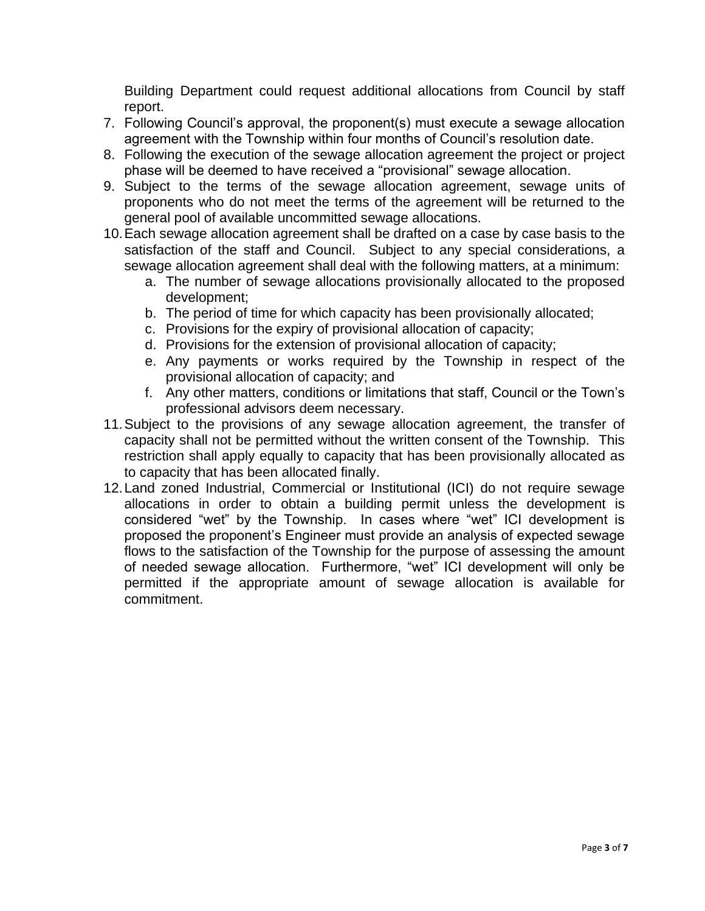Building Department could request additional allocations from Council by staff report.

7. Following Council's approval, the proponent(s) must execute a sewage allocation agreement with the Township within four months of Council's resolution date.
8. Following the execution of the sewage allocation agreement the project or project phase will be deemed to have received a "provisional" sewage allocation.
9. Subject to the terms of the sewage allocation agreement, sewage units of proponents who do not meet the terms of the agreement will be returned to the general pool of available uncommitted sewage allocations.
10. Each sewage allocation agreement shall be drafted on a case by case basis to the satisfaction of the staff and Council. Subject to any special considerations, a sewage allocation agreement shall deal with the following matters, at a minimum:
    a. The number of sewage allocations provisionally allocated to the proposed development;
    b. The period of time for which capacity has been provisionally allocated;
    c. Provisions for the expiry of provisional allocation of capacity;
    d. Provisions for the extension of provisional allocation of capacity;
    e. Any payments or works required by the Township in respect of the provisional allocation of capacity; and
    f. Any other matters, conditions or limitations that staff, Council or the Town's professional advisors deem necessary.
11. Subject to the provisions of any sewage allocation agreement, the transfer of capacity shall not be permitted without the written consent of the Township. This restriction shall apply equally to capacity that has been provisionally allocated as to capacity that has been allocated finally.
12. Land zoned Industrial, Commercial or Institutional (ICI) do not require sewage allocations in order to obtain a building permit unless the development is considered "wet" by the Township. In cases where "wet" ICI development is proposed the proponent's Engineer must provide an analysis of expected sewage flows to the satisfaction of the Township for the purpose of assessing the amount of needed sewage allocation. Furthermore, "wet" ICI development will only be permitted if the appropriate amount of sewage allocation is available for commitment.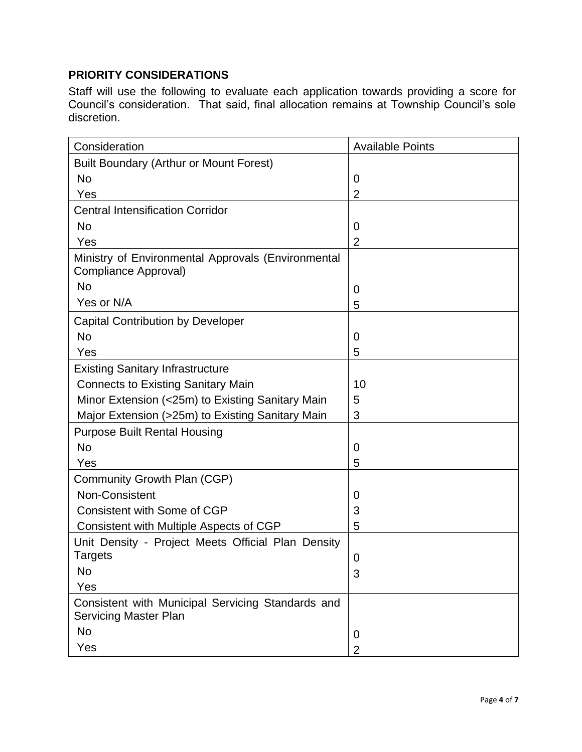## PRIORITY CONSIDERATIONS

Staff will use the following to evaluate each application towards providing a score for Council's consideration. That said, final allocation remains at Township Council's sole discretion.

| Consideration | Available Points |
|---|---|
| Built Boundary (Arthur or Mount Forest) | |
| No | 0 |
| Yes | 2 |
| Central Intensification Corridor | |
| No | 0 |
| Yes | 2 |
| Ministry of Environmental Approvals (Environmental Compliance Approval) | |
| No | 0 |
| Yes or N/A | 5 |
| Capital Contribution by Developer | |
| No | 0 |
| Yes | 5 |
| Existing Sanitary Infrastructure | |
| Connects to Existing Sanitary Main | 10 |
| Minor Extension (<25m) to Existing Sanitary Main | 5 |
| Major Extension (>25m) to Existing Sanitary Main | 3 |
| Purpose Built Rental Housing | |
| No | 0 |
| Yes | 5 |
| Community Growth Plan (CGP) | |
| Non-Consistent | 0 |
| Consistent with Some of CGP | 3 |
| Consistent with Multiple Aspects of CGP | 5 |
| Unit Density - Project Meets Official Plan Density Targets | |
| No | 0 |
| Yes | 3 |
| Consistent with Municipal Servicing Standards and Servicing Master Plan | |
| No | 0 |
| Yes | 2 |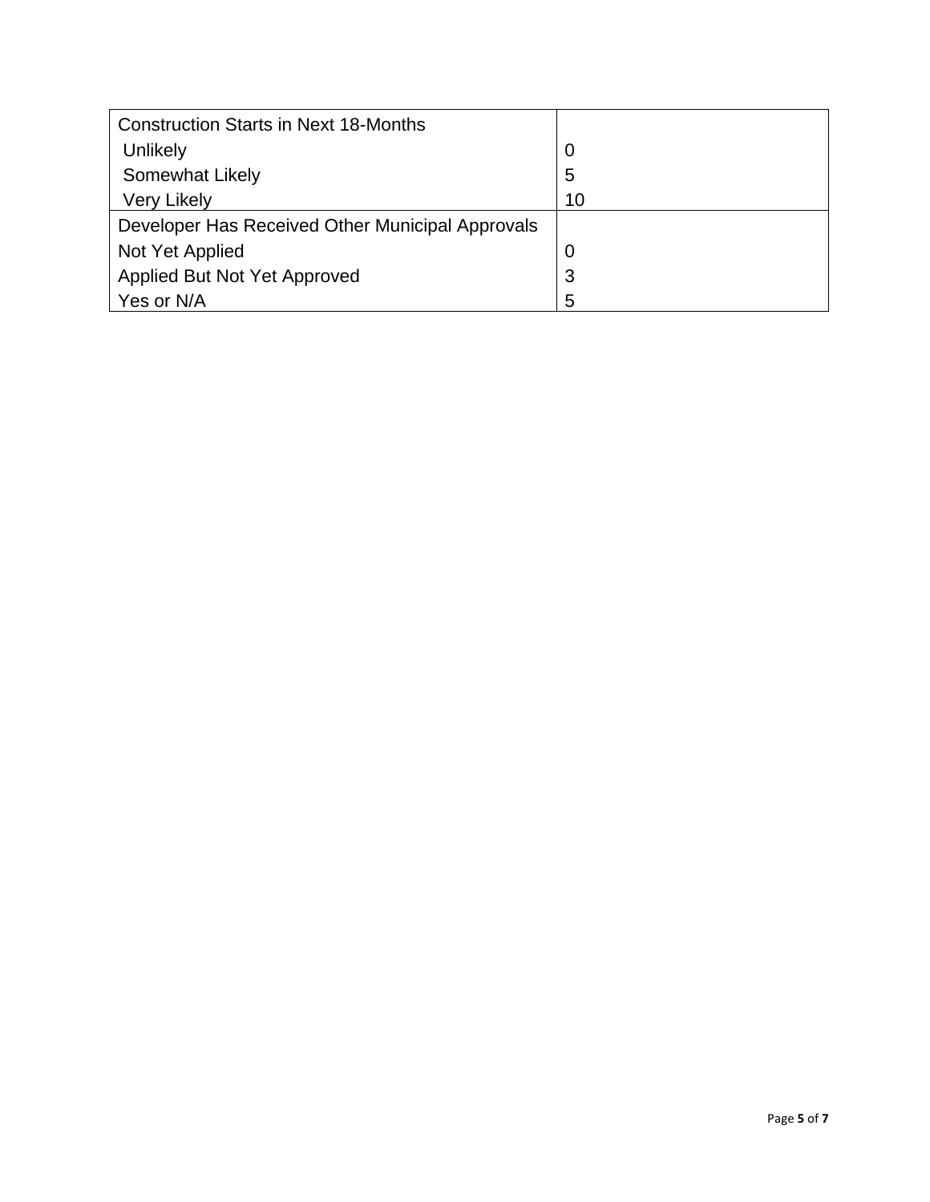| Construction Starts in Next 18-Months | |
|---|---|
| Unlikely | 0 |
| Somewhat Likely | 5 |
| Very Likely | 10 |
| Developer Has Received Other Municipal Approvals | |
| Not Yet Applied | 0 |
| Applied But Not Yet Approved | 3 |
| Yes or N/A | 5 |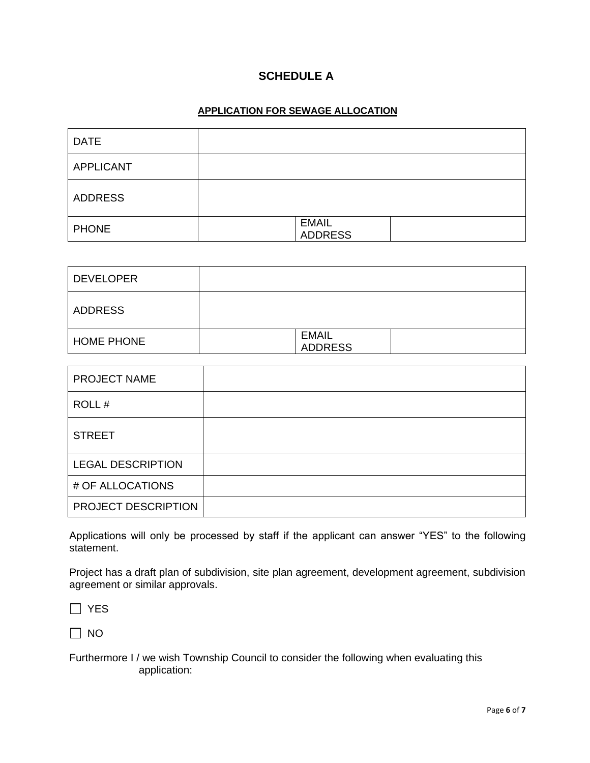# SCHEDULE A

**APPLICATION FOR SEWAGE ALLOCATION**

| DATE | | | |
|---|---|---|---|
| APPLICANT | | | |
| ADDRESS | | | |
| PHONE | | EMAIL ADDRESS | |

| DEVELOPER | | | |
|---|---|---|---|
| ADDRESS | | | |
| HOME PHONE | | EMAIL ADDRESS | |

| PROJECT NAME | |
|---|---|
| ROLL # | |
| STREET | |
| LEGAL DESCRIPTION | |
| # OF ALLOCATIONS | |
| PROJECT DESCRIPTION | |

Applications will only be processed by staff if the applicant can answer “YES” to the following statement.

Project has a draft plan of subdivision, site plan agreement, development agreement, subdivision agreement or similar approvals.

☐ YES

☐ NO

Furthermore I / we wish Township Council to consider the following when evaluating this application: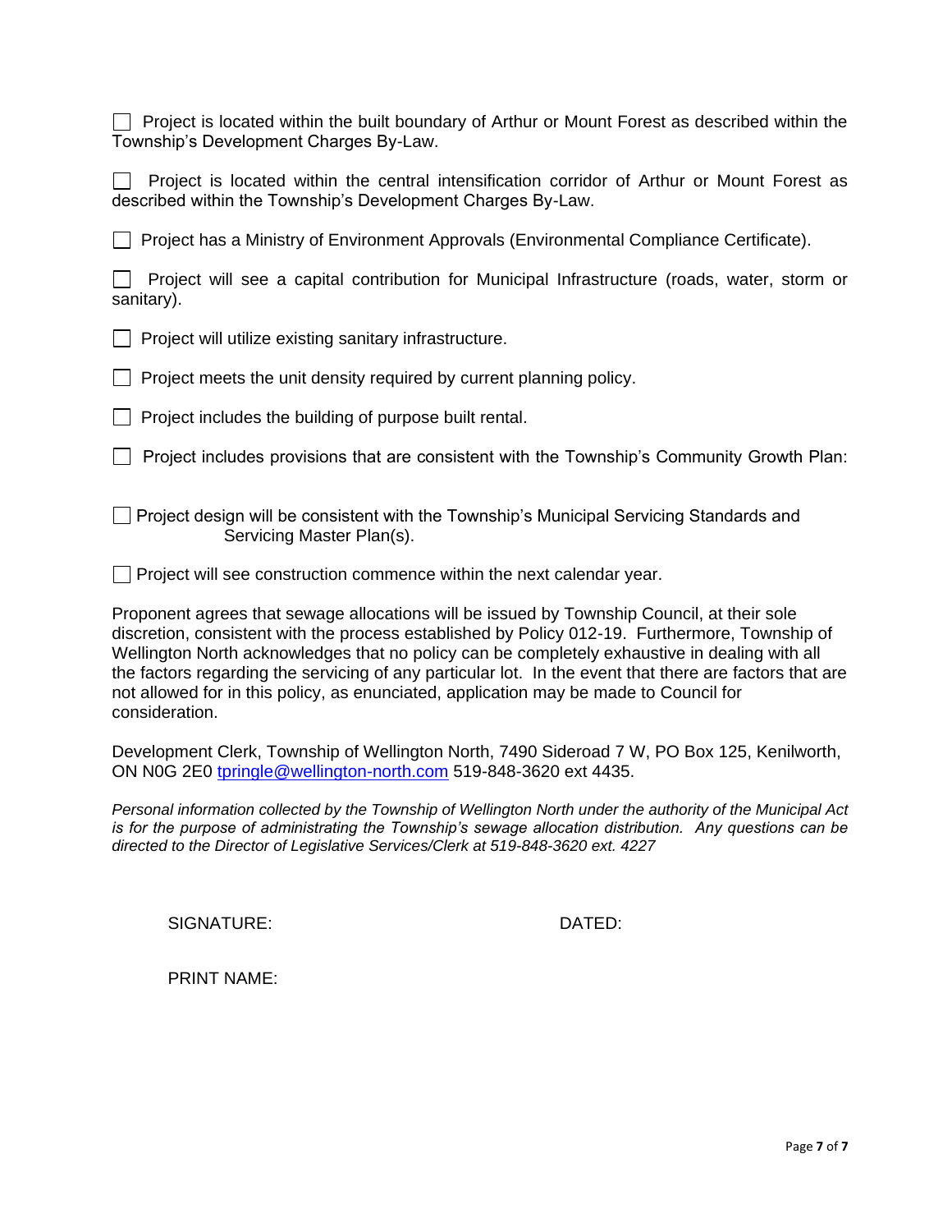- [ ] Project is located within the built boundary of Arthur or Mount Forest as described within the Township's Development Charges By-Law.

- [ ] Project is located within the central intensification corridor of Arthur or Mount Forest as described within the Township's Development Charges By-Law.

- [ ] Project has a Ministry of Environment Approvals (Environmental Compliance Certificate).

- [ ] Project will see a capital contribution for Municipal Infrastructure (roads, water, storm or sanitary).

- [ ] Project will utilize existing sanitary infrastructure.

- [ ] Project meets the unit density required by current planning policy.

- [ ] Project includes the building of purpose built rental.

- [ ] Project includes provisions that are consistent with the Township's Community Growth Plan:

- [ ] Project design will be consistent with the Township's Municipal Servicing Standards and Servicing Master Plan(s).

- [ ] Project will see construction commence within the next calendar year.

Proponent agrees that sewage allocations will be issued by Township Council, at their sole discretion, consistent with the process established by Policy 012-19. Furthermore, Township of Wellington North acknowledges that no policy can be completely exhaustive in dealing with all the factors regarding the servicing of any particular lot. In the event that there are factors that are not allowed for in this policy, as enunciated, application may be made to Council for consideration.

Development Clerk, Township of Wellington North, 7490 Sideroad 7 W, PO Box 125, Kenilworth, ON N0G 2E0 tpringle@wellington-north.com 519-848-3620 ext 4435.

*Personal information collected by the Township of Wellington North under the authority of the Municipal Act is for the purpose of administrating the Township's sewage allocation distribution. Any questions can be directed to the Director of Legislative Services/Clerk at 519-848-3620 ext. 4227*

SIGNATURE: DATED:

PRINT NAME: